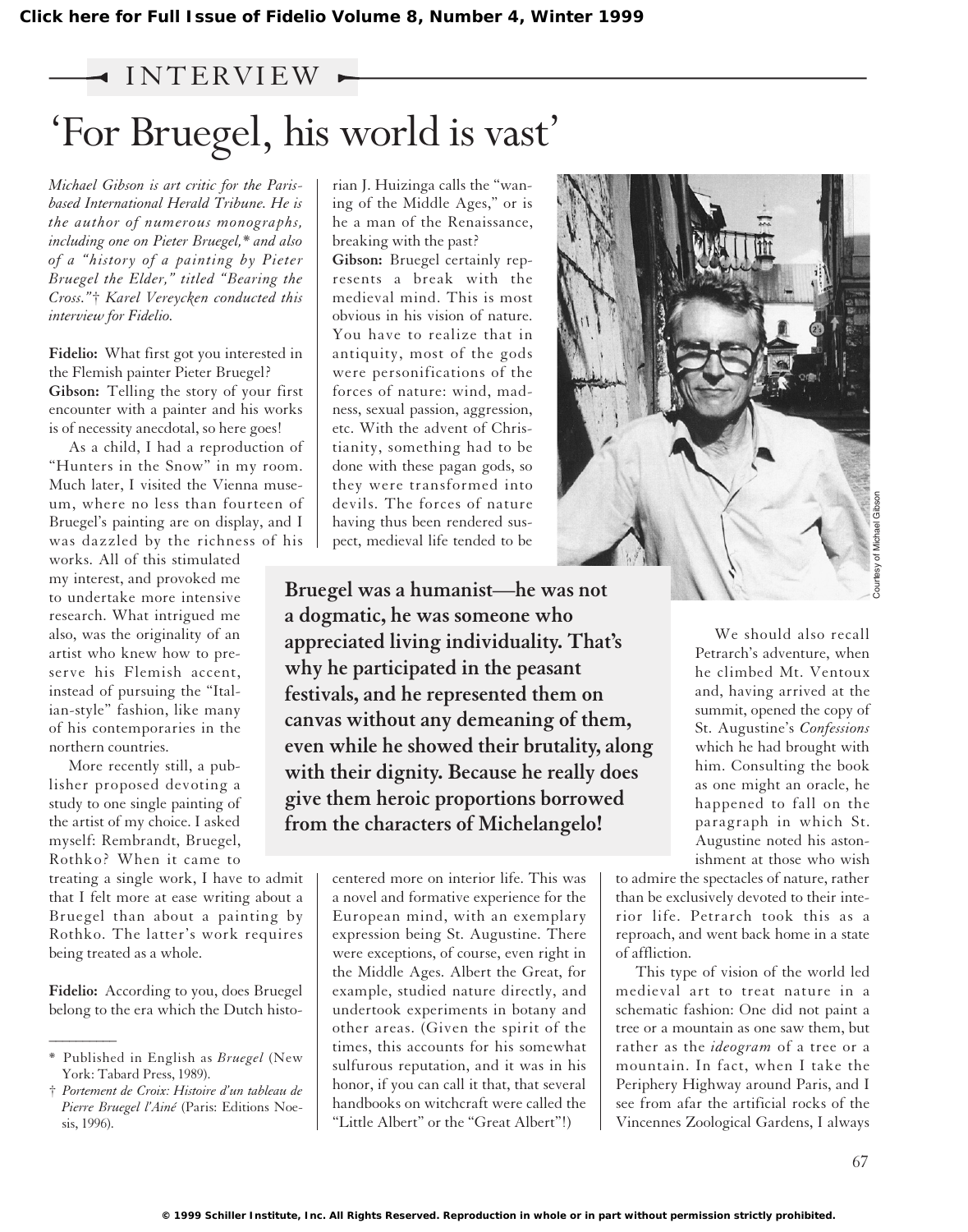INTERVIEW

# 'For Bruegel, his world is vast'

*Michael Gibson is art critic for the Paris-based International Herald Tribune. He is the author of numerous monographs, including one on Pieter Bruegel,\* and also of a "history of a painting by Pieter Bruegel the Elder," titled "Bearing the Cross."† Karel Vereycken conducted this interview for Fidelio.*

**Fidelio:** What first got you interested in the Flemish painter Pieter Bruegel?

**Gibson:** Telling the story of your first encounter with a painter and his works is of necessity anecdotal, so here goes!

As a child, I had a reproduction of "Hunters in the Snow" in my room. Much later, I visited the Vienna museum, where no less than fourteen of Bruegel's painting are on display, and I was dazzled by the richness of his works. All of this stimulated my interest, and provoked me to undertake more intensive research. What intrigued me also, was the originality of an artist who knew how to preserve his Flemish accent, instead of pursuing the "Italian-style" fashion, like many of his contemporaries in the northern countries.

More recently still, a publisher proposed devoting a study to one single painting of the artist of my choice. I asked myself: Rembrandt, Bruegel, Rothko? When it came to treating a single work, I have to admit that I felt more at ease writing about a Bruegel than about a painting by Rothko. The latter's work requires being treated as a whole.

**Fidelio:** According to you, does Bruegel belong to the era which the Dutch historian J. Huizinga calls the "waning of the Middle Ages," or is he a man of the Renaissance, breaking with the past?

**Gibson:** Bruegel certainly represents a break with the medieval mind. This is most obvious in his vision of nature. You have to realize that in antiquity, most of the gods were personifications of the forces of nature: wind, madness, sexual passion, aggression, etc. With the advent of Christianity, something had to be done with these pagan gods, so they were transformed into devils. The forces of nature having thus been rendered suspect, medieval life tended to be centered more on interior life. This was a novel and formative experience for the European mind, with an exemplary expression being St. Augustine. There were exceptions, of course, even right in the Middle Ages. Albert the Great, for example, studied nature directly, and undertook experiments in botany and other areas. (Given the spirit of the times, this accounts for his somewhat sulfurous reputation, and it was in his honor, if you can call it that, that several handbooks on witchcraft were called the "Little Albert" or the "Great Albert"!)

**Bruegel was a humanist—he was not a dogmatic, he was someone who appreciated living individuality. That's why he participated in the peasant festivals, and he represented them on canvas without any demeaning of them, even while he showed their brutality, along with their dignity. Because he really does give them heroic proportions borrowed from the characters of Michelangelo!**

We should also recall Petrarch's adventure, when he climbed Mt. Ventoux and, having arrived at the summit, opened the copy of St. Augustine's *Confessions* which he had brought with him. Consulting the book as one might an oracle, he happened to fall on the paragraph in which St. Augustine noted his astonishment at those who wish to admire the spectacles of nature, rather than be exclusively devoted to their interior life. Petrarch took this as a reproach, and went back home in a state of affliction.

This type of vision of the world led medieval art to treat nature in a schematic fashion: One did not paint a tree or a mountain as one saw them, but rather as the *ideogram* of a tree or a mountain. In fact, when I take the Periphery Highway around Paris, and I see from afar the artificial rocks of the Vincennes Zoological Gardens, I always

Courtesy of Michael Gibson

---

\* Published in English as *Bruegel* (New York: Tabard Press, 1989).

† *Portement de Croix: Histoire d'un tableau de Pierre Bruegel l'Ainé* (Paris: Editions Noesis, 1996).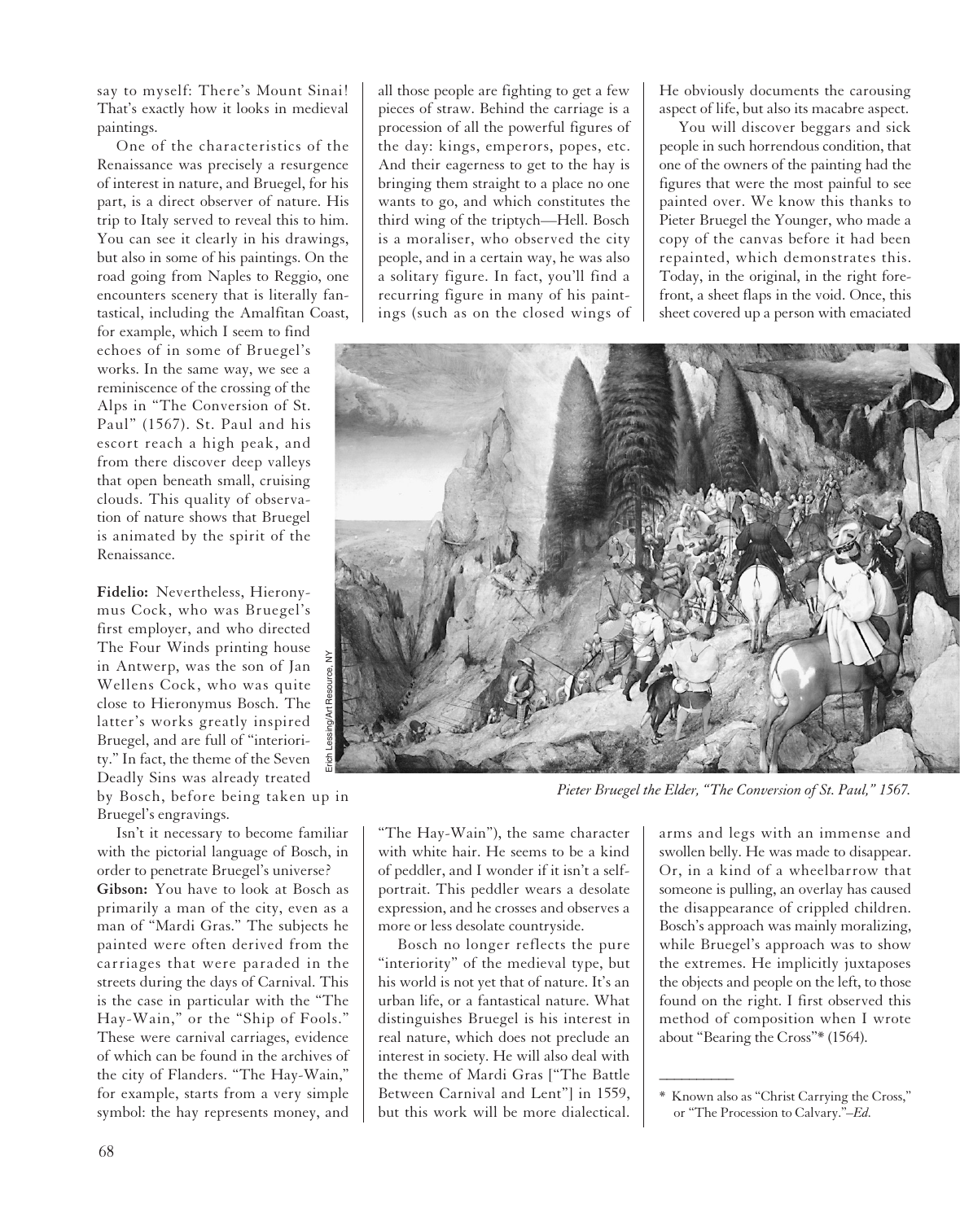say to myself: There's Mount Sinai! That's exactly how it looks in medieval paintings.

One of the characteristics of the Renaissance was precisely a resurgence of interest in nature, and Bruegel, for his part, is a direct observer of nature. His trip to Italy served to reveal this to him. You can see it clearly in his drawings, but also in some of his paintings. On the road going from Naples to Reggio, one encounters scenery that is literally fantastical, including the Amalfitan Coast, for example, which I seem to find echoes of in some of Bruegel's works. In the same way, we see a reminiscence of the crossing of the Alps in "The Conversion of St. Paul" (1567). St. Paul and his escort reach a high peak, and from there discover deep valleys that open beneath small, cruising clouds. This quality of observation of nature shows that Bruegel is animated by the spirit of the Renaissance.

**Fidelio:** Nevertheless, Hieronymus Cock, who was Bruegel's first employer, and who directed The Four Winds printing house in Antwerp, was the son of Jan Wellens Cock, who was quite close to Hieronymus Bosch. The latter's works greatly inspired Bruegel, and are full of "interiority." In fact, the theme of the Seven Deadly Sins was already treated by Bosch, before being taken up in Bruegel's engravings.

Isn't it necessary to become familiar with the pictorial language of Bosch, in order to penetrate Bruegel's universe?

**Gibson:** You have to look at Bosch as primarily a man of the city, even as a man of "Mardi Gras." The subjects he painted were often derived from the carriages that were paraded in the streets during the days of Carnival. This is the case in particular with the "The Hay-Wain," or the "Ship of Fools." These were carnival carriages, evidence of which can be found in the archives of the city of Flanders. "The Hay-Wain," for example, starts from a very simple symbol: the hay represents money, and all those people are fighting to get a few pieces of straw. Behind the carriage is a procession of all the powerful figures of the day: kings, emperors, popes, etc. And their eagerness to get to the hay is bringing them straight to a place no one wants to go, and which constitutes the third wing of the triptych—Hell. Bosch is a moraliser, who observed the city people, and in a certain way, he was also a solitary figure. In fact, you'll find a recurring figure in many of his paintings (such as on the closed wings of "The Hay-Wain"), the same character with white hair. He seems to be a kind of peddler, and I wonder if it isn't a self-portrait. This peddler wears a desolate expression, and he crosses and observes a more or less desolate countryside.

Bosch no longer reflects the pure "interiority" of the medieval type, but his world is not yet that of nature. It's an urban life, or a fantastical nature. What distinguishes Bruegel is his interest in real nature, which does not preclude an interest in society. He will also deal with the theme of Mardi Gras ["The Battle Between Carnival and Lent"] in 1559, but this work will be more dialectical. He obviously documents the carousing aspect of life, but also its macabre aspect.

You will discover beggars and sick people in such horrendous condition, that one of the owners of the painting had the figures that were the most painful to see painted over. We know this thanks to Pieter Bruegel the Younger, who made a copy of the canvas before it had been repainted, which demonstrates this. Today, in the original, in the right forefront, a sheet flaps in the void. Once, this sheet covered up a person with emaciated arms and legs with an immense and swollen belly. He was made to disappear. Or, in a kind of a wheelbarrow that someone is pulling, an overlay has caused the disappearance of crippled children. Bosch's approach was mainly moralizing, while Bruegel's approach was to show the extremes. He implicitly juxtaposes the objects and people on the left, to those found on the right. I first observed this method of composition when I wrote about "Bearing the Cross"* (1564).

Erich Lessing/Art Resource, NY

*Pieter Bruegel the Elder, "The Conversion of St. Paul," 1567.*

---

\* Known also as "Christ Carrying the Cross," or "The Procession to Calvary."—*Ed.*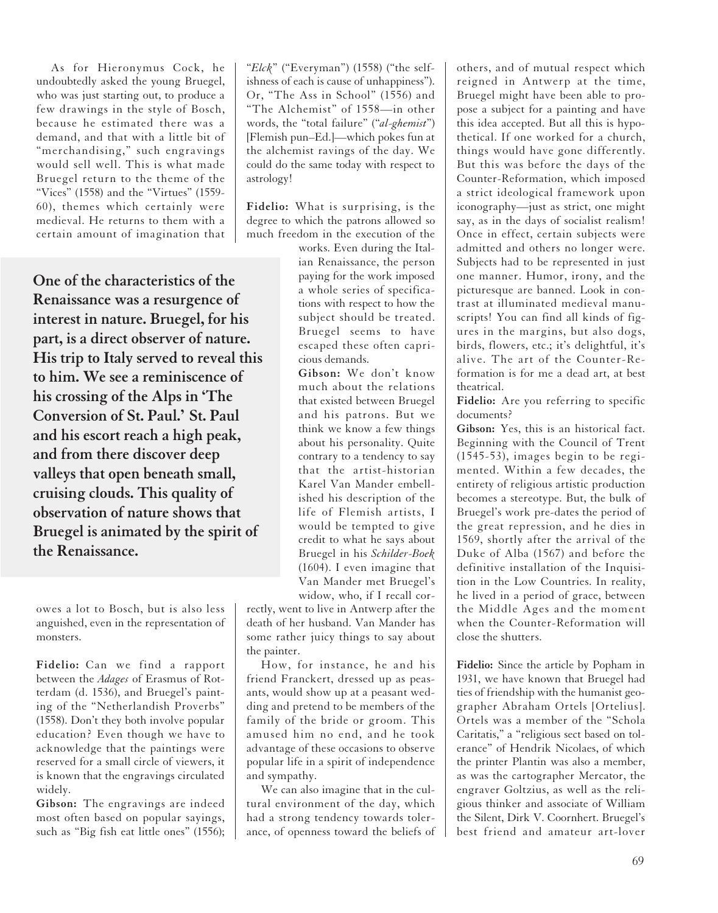As for Hieronymus Cock, he undoubtedly asked the young Bruegel, who was just starting out, to produce a few drawings in the style of Bosch, because he estimated there was a demand, and that with a little bit of "merchandising," such engravings would sell well. This is what made Bruegel return to the theme of the "Vices" (1558) and the "Virtues" (1559-60), themes which certainly were medieval. He returns to them with a certain amount of imagination that owes a lot to Bosch, but is also less anguished, even in the representation of monsters.

**One of the characteristics of the Renaissance was a resurgence of interest in nature. Bruegel, for his part, is a direct observer of nature. His trip to Italy served to reveal this to him. We see a reminiscence of his crossing of the Alps in 'The Conversion of St. Paul.' St. Paul and his escort reach a high peak, and from there discover deep valleys that open beneath small, cruising clouds. This quality of observation of nature shows that Bruegel is animated by the spirit of the Renaissance.**

**Fidelio:** Can we find a rapport between the *Adages* of Erasmus of Rotterdam (d. 1536), and Bruegel's painting of the "Netherlandish Proverbs" (1558). Don't they both involve popular education? Even though we have to acknowledge that the paintings were reserved for a small circle of viewers, it is known that the engravings circulated widely.

**Gibson:** The engravings are indeed most often based on popular sayings, such as "Big fish eat little ones" (1556); "*Elck*" ("Everyman") (1558) ("the selfishness of each is cause of unhappiness"). Or, "The Ass in School" (1556) and "The Alchemist" of 1558—in other words, the "total failure" ("*al-ghemist*") [Flemish pun–Ed.]—which pokes fun at the alchemist ravings of the day. We could do the same today with respect to astrology!

**Fidelio:** What is surprising, is the degree to which the patrons allowed so much freedom in the execution of the works. Even during the Italian Renaissance, the person paying for the work imposed a whole series of specifications with respect to how the subject should be treated. Bruegel seems to have escaped these often capricious demands.

**Gibson:** We don't know much about the relations that existed between Bruegel and his patrons. But we think we know a few things about his personality. Quite contrary to a tendency to say that the artist-historian Karel Van Mander embellished his description of the life of Flemish artists, I would be tempted to give credit to what he says about Bruegel in his *Schilder-Boek* (1604). I even imagine that Van Mander met Bruegel's widow, who, if I recall correctly, went to live in Antwerp after the death of her husband. Van Mander has some rather juicy things to say about the painter.

How, for instance, he and his friend Franckert, dressed up as peasants, would show up at a peasant wedding and pretend to be members of the family of the bride or groom. This amused him no end, and he took advantage of these occasions to observe popular life in a spirit of independence and sympathy.

We can also imagine that in the cultural environment of the day, which had a strong tendency towards tolerance, of openness toward the beliefs of others, and of mutual respect which reigned in Antwerp at the time, Bruegel might have been able to propose a subject for a painting and have this idea accepted. But all this is hypothetical. If one worked for a church, things would have gone differently. But this was before the days of the Counter-Reformation, which imposed a strict ideological framework upon iconography—just as strict, one might say, as in the days of socialist realism! Once in effect, certain subjects were admitted and others no longer were. Subjects had to be represented in just one manner. Humor, irony, and the picturesque are banned. Look in contrast at illuminated medieval manuscripts! You can find all kinds of figures in the margins, but also dogs, birds, flowers, etc.; it's delightful, it's alive. The art of the Counter-Reformation is for me a dead art, at best theatrical.

**Fidelio:** Are you referring to specific documents?

**Gibson:** Yes, this is an historical fact. Beginning with the Council of Trent (1545-53), images begin to be regimented. Within a few decades, the entirety of religious artistic production becomes a stereotype. But, the bulk of Bruegel's work pre-dates the period of the great repression, and he dies in 1569, shortly after the arrival of the Duke of Alba (1567) and before the definitive installation of the Inquisition in the Low Countries. In reality, he lived in a period of grace, between the Middle Ages and the moment when the Counter-Reformation will close the shutters.

**Fidelio:** Since the article by Popham in 1931, we have known that Bruegel had ties of friendship with the humanist geographer Abraham Ortels [Ortelius]. Ortels was a member of the "Schola Caritatis," a "religious sect based on tolerance" of Hendrik Nicolaes, of which the printer Plantin was also a member, as was the cartographer Mercator, the engraver Goltzius, as well as the religious thinker and associate of William the Silent, Dirk V. Coornhert. Bruegel's best friend and amateur art-lover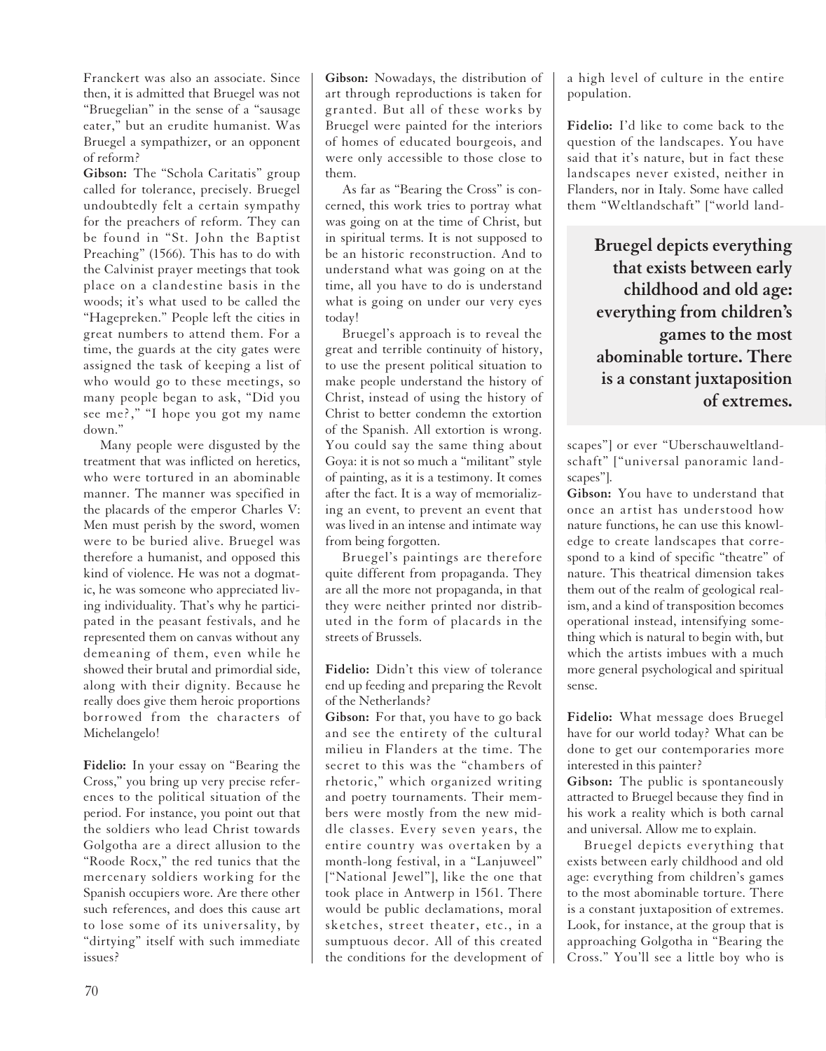Franckert was also an associate. Since then, it is admitted that Bruegel was not "Bruegelian" in the sense of a "sausage eater," but an erudite humanist. Was Bruegel a sympathizer, or an opponent of reform?

**Gibson:** The "Schola Caritatis" group called for tolerance, precisely. Bruegel undoubtedly felt a certain sympathy for the preachers of reform. They can be found in "St. John the Baptist Preaching" (1566). This has to do with the Calvinist prayer meetings that took place on a clandestine basis in the woods; it's what used to be called the "Hagepreken." People left the cities in great numbers to attend them. For a time, the guards at the city gates were assigned the task of keeping a list of who would go to these meetings, so many people began to ask, "Did you see me?," "I hope you got my name down."

Many people were disgusted by the treatment that was inflicted on heretics, who were tortured in an abominable manner. The manner was specified in the placards of the emperor Charles V: Men must perish by the sword, women were to be buried alive. Bruegel was therefore a humanist, and opposed this kind of violence. He was not a dogmatic, he was someone who appreciated living individuality. That's why he participated in the peasant festivals, and he represented them on canvas without any demeaning of them, even while he showed their brutal and primordial side, along with their dignity. Because he really does give them heroic proportions borrowed from the characters of Michelangelo!

**Fidelio:** In your essay on "Bearing the Cross," you bring up very precise references to the political situation of the period. For instance, you point out that the soldiers who lead Christ towards Golgotha are a direct allusion to the "Roode Rocx," the red tunics that the mercenary soldiers working for the Spanish occupiers wore. Are there other such references, and does this cause art to lose some of its universality, by "dirtying" itself with such immediate issues?

**Gibson:** Nowadays, the distribution of art through reproductions is taken for granted. But all of these works by Bruegel were painted for the interiors of homes of educated bourgeois, and were only accessible to those close to them.

As far as "Bearing the Cross" is concerned, this work tries to portray what was going on at the time of Christ, but in spiritual terms. It is not supposed to be an historic reconstruction. And to understand what was going on at the time, all you have to do is understand what is going on under our very eyes today!

Bruegel's approach is to reveal the great and terrible continuity of history, to use the present political situation to make people understand the history of Christ, instead of using the history of Christ to better condemn the extortion of the Spanish. All extortion is wrong. You could say the same thing about Goya: it is not so much a "militant" style of painting, as it is a testimony. It comes after the fact. It is a way of memorializing an event, to prevent an event that was lived in an intense and intimate way from being forgotten.

Bruegel's paintings are therefore quite different from propaganda. They are all the more not propaganda, in that they were neither printed nor distributed in the form of placards in the streets of Brussels.

**Fidelio:** Didn't this view of tolerance end up feeding and preparing the Revolt of the Netherlands?

**Gibson:** For that, you have to go back and see the entirety of the cultural milieu in Flanders at the time. The secret to this was the "chambers of rhetoric," which organized writing and poetry tournaments. Their members were mostly from the new middle classes. Every seven years, the entire country was overtaken by a month-long festival, in a "Lanjuweel" ["National Jewel"], like the one that took place in Antwerp in 1561. There would be public declamations, moral sketches, street theater, etc., in a sumptuous decor. All of this created the conditions for the development of a high level of culture in the entire population.

**Fidelio:** I'd like to come back to the question of the landscapes. You have said that it's nature, but in fact these landscapes never existed, neither in Flanders, nor in Italy. Some have called them "Weltlandschaft" ["world landscapes"] or ever "Uberschauweltlandschaft" ["universal panoramic landscapes"].

**Bruegel depicts everything that exists between early childhood and old age: everything from children's games to the most abominable torture. There is a constant juxtaposition of extremes.**

**Gibson:** You have to understand that once an artist has understood how nature functions, he can use this knowledge to create landscapes that correspond to a kind of specific "theatre" of nature. This theatrical dimension takes them out of the realm of geological realism, and a kind of transposition becomes operational instead, intensifying something which is natural to begin with, but which the artists imbues with a much more general psychological and spiritual sense.

**Fidelio:** What message does Bruegel have for our world today? What can be done to get our contemporaries more interested in this painter?

**Gibson:** The public is spontaneously attracted to Bruegel because they find in his work a reality which is both carnal and universal. Allow me to explain.

Bruegel depicts everything that exists between early childhood and old age: everything from children's games to the most abominable torture. There is a constant juxtaposition of extremes. Look, for instance, at the group that is approaching Golgotha in "Bearing the Cross." You'll see a little boy who is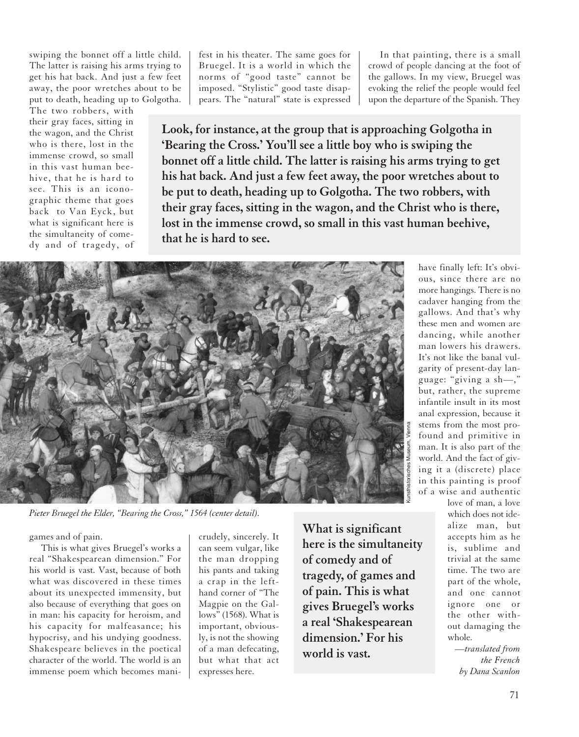swiping the bonnet off a little child. The latter is raising his arms trying to get his hat back. And just a few feet away, the poor wretches about to be put to death, heading up to Golgotha. The two robbers, with their gray faces, sitting in the wagon, and the Christ who is there, lost in the immense crowd, so small in this vast human beehive, that he is hard to see. This is an iconographic theme that goes back to Van Eyck, but what is significant here is the simultaneity of comedy and of tragedy, of games and of pain.

This is what gives Bruegel's works a real "Shakespearean dimension." For his world is vast. Vast, because of both what was discovered in these times about its unexpected immensity, but also because of everything that goes on in man: his capacity for heroism, and his capacity for malfeasance; his hypocrisy, and his undying goodness. Shakespeare believes in the poetical character of the world. The world is an immense poem which becomes manifest in his theater. The same goes for Bruegel. It is a world in which the norms of "good taste" cannot be imposed. "Stylistic" good taste disappears. The "natural" state is expressed crudely, sincerely. It can seem vulgar, like the man dropping his pants and taking a crap in the left-hand corner of "The Magpie on the Gallows" (1568). What is important, obviously, is not the showing of a man defecating, but what that act expresses here.

**Look, for instance, at the group that is approaching Golgotha in 'Bearing the Cross.' You'll see a little boy who is swiping the bonnet off a little child. The latter is raising his arms trying to get his hat back. And just a few feet away, the poor wretches about to be put to death, heading up to Golgotha. The two robbers, with their gray faces, sitting in the wagon, and the Christ who is there, lost in the immense crowd, so small in this vast human beehive, that he is hard to see.**

Kunsthistorisches Museum, Vienna

*Pieter Bruegel the Elder, "Bearing the Cross," 1564 (center detail).*

**What is significant here is the simultaneity of comedy and of tragedy, of games and of pain. This is what gives Bruegel's works a real 'Shakespearean dimension.' For his world is vast.**

In that painting, there is a small crowd of people dancing at the foot of the gallows. In my view, Bruegel was evoking the relief the people would feel upon the departure of the Spanish. They have finally left: It's obvious, since there are no more hangings. There is no cadaver hanging from the gallows. And that's why these men and women are dancing, while another man lowers his drawers. It's not like the banal vulgarity of present-day language: "giving a sh—," but, rather, the supreme infantile insult in its most anal expression, because it stems from the most profound and primitive in man. It is also part of the world. And the fact of giving it a (discrete) place in this painting is proof of a wise and authentic love of man, a love which does not idealize man, but accepts him as he is, sublime and trivial at the same time. The two are part of the whole, and one cannot ignore one or the other without damaging the whole.

*—translated from the French by Dana Scanlon*